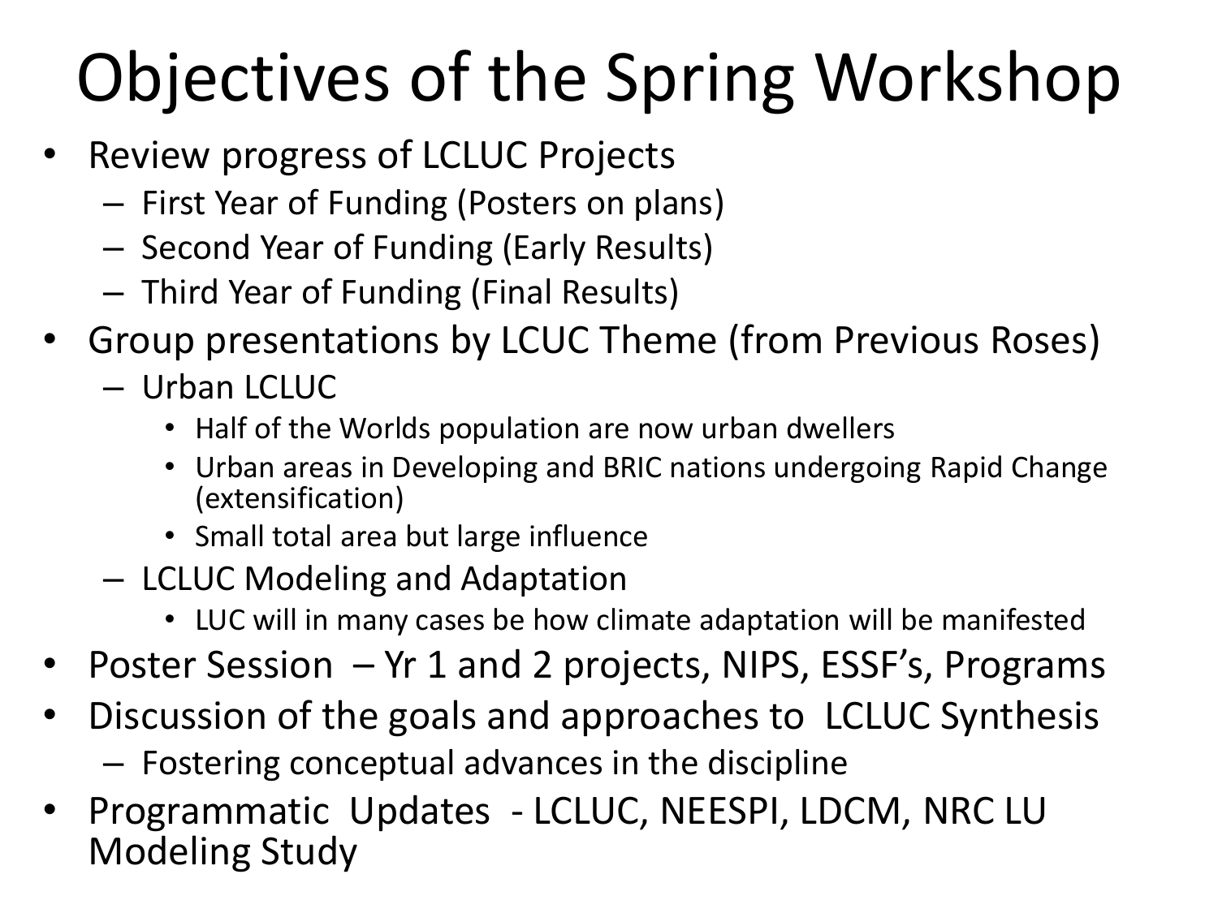# Objectives of the Spring Workshop

- Review progress of LCLUC Projects
  - First Year of Funding (Posters on plans)
  - Second Year of Funding (Early Results)
  - Third Year of Funding (Final Results)
- Group presentations by LCUC Theme (from Previous Roses)
  - Urban LCLUC
    - Half of the Worlds population are now urban dwellers
    - Urban areas in Developing and BRIC nations undergoing Rapid Change (extensification)
    - Small total area but large influence
  - LCLUC Modeling and Adaptation
    - LUC will in many cases be how climate adaptation will be manifested
- Poster Session – Yr 1 and 2 projects, NIPS, ESSF's, Programs
- Discussion of the goals and approaches to LCLUC Synthesis
  - Fostering conceptual advances in the discipline
- Programmatic Updates - LCLUC, NEESPI, LDCM, NRC LU Modeling Study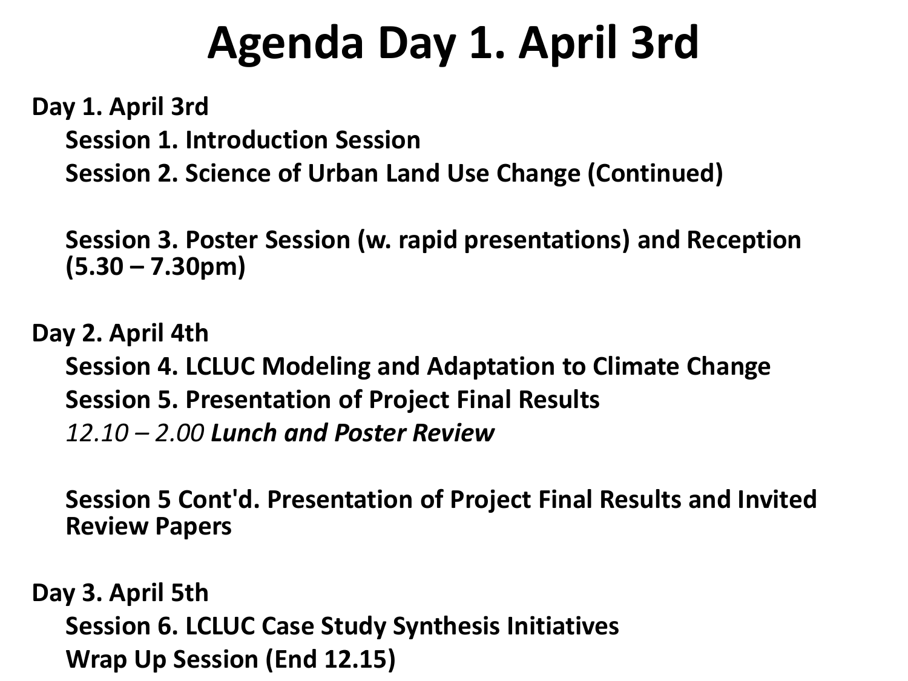# Agenda Day 1. April 3rd

**Day 1. April 3rd**

- **Session 1. Introduction Session**
- **Session 2. Science of Urban Land Use Change (Continued)**

- **Session 3. Poster Session (w. rapid presentations) and Reception (5.30 – 7.30pm)**

**Day 2. April 4th**

- **Session 4. LCLUC Modeling and Adaptation to Climate Change**
- **Session 5. Presentation of Project Final Results**
- *12.10 – 2.00* ***Lunch and Poster Review***

- **Session 5 Cont'd. Presentation of Project Final Results and Invited Review Papers**

**Day 3. April 5th**

- **Session 6. LCLUC Case Study Synthesis Initiatives**
- **Wrap Up Session (End 12.15)**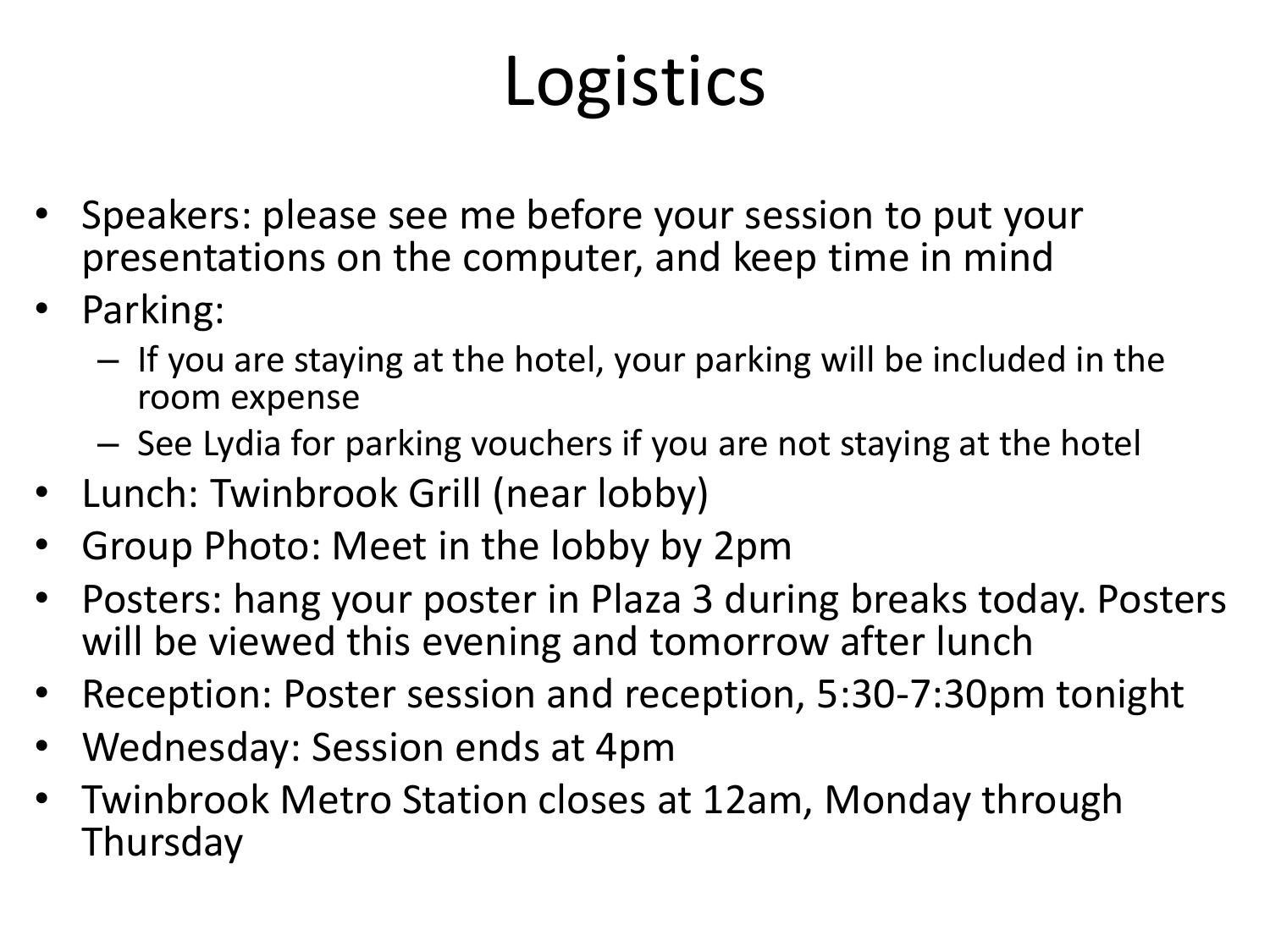# Logistics

- Speakers: please see me before your session to put your presentations on the computer, and keep time in mind
- Parking:
  - If you are staying at the hotel, your parking will be included in the room expense
  - See Lydia for parking vouchers if you are not staying at the hotel
- Lunch: Twinbrook Grill (near lobby)
- Group Photo: Meet in the lobby by 2pm
- Posters: hang your poster in Plaza 3 during breaks today. Posters will be viewed this evening and tomorrow after lunch
- Reception: Poster session and reception, 5:30-7:30pm tonight
- Wednesday: Session ends at 4pm
- Twinbrook Metro Station closes at 12am, Monday through Thursday